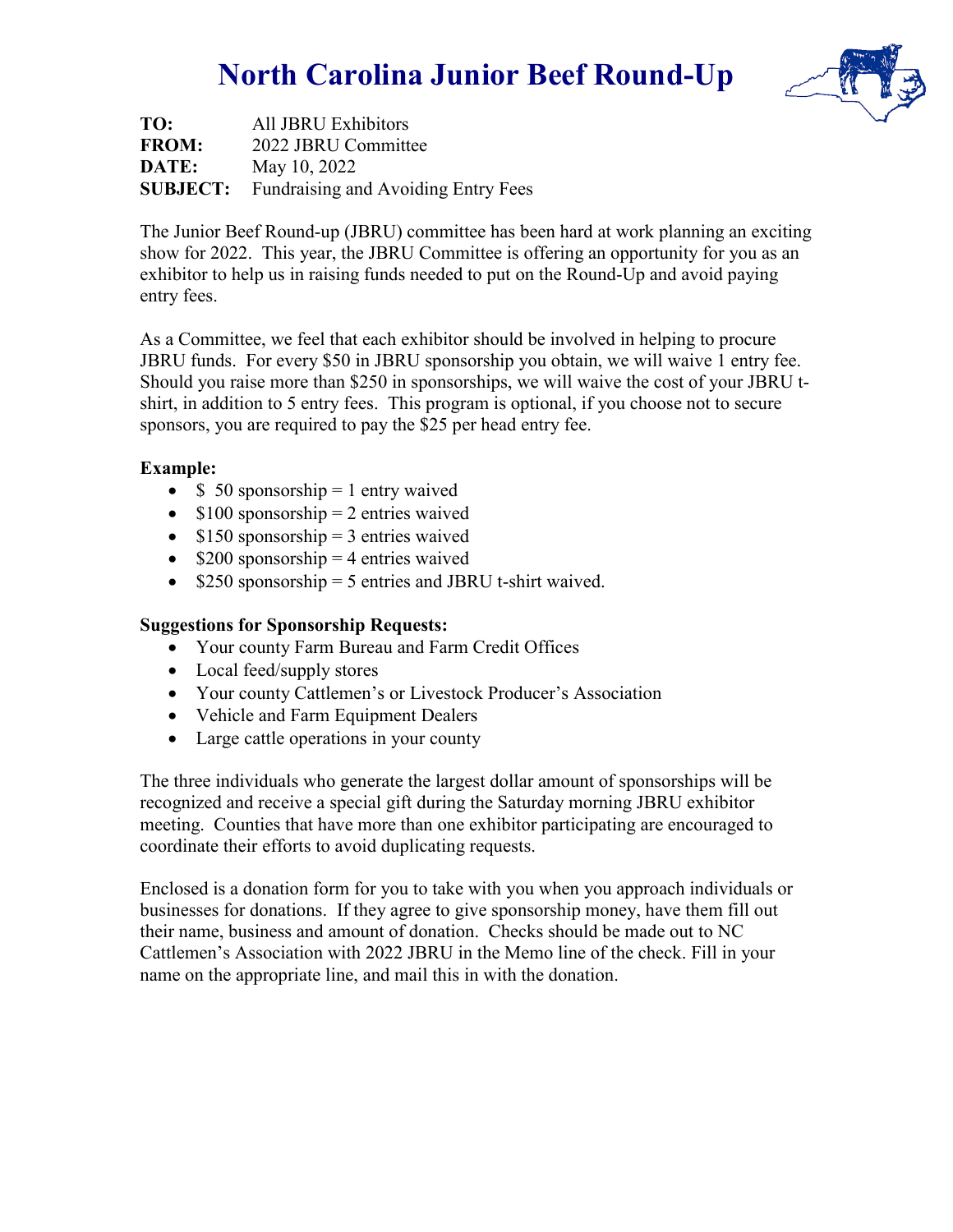# North Carolina Junior Beef Round-Up

**TO:** All JBRU Exhibitors
**FROM:** 2022 JBRU Committee
**DATE:** May 10, 2022
**SUBJECT:** Fundraising and Avoiding Entry Fees

The Junior Beef Round-up (JBRU) committee has been hard at work planning an exciting show for 2022. This year, the JBRU Committee is offering an opportunity for you as an exhibitor to help us in raising funds needed to put on the Round-Up and avoid paying entry fees.

As a Committee, we feel that each exhibitor should be involved in helping to procure JBRU funds. For every $50 in JBRU sponsorship you obtain, we will waive 1 entry fee. Should you raise more than $250 in sponsorships, we will waive the cost of your JBRU t-shirt, in addition to 5 entry fees. This program is optional, if you choose not to secure sponsors, you are required to pay the $25 per head entry fee.

**Example:**

- $ 50 sponsorship = 1 entry waived
- $100 sponsorship = 2 entries waived
- $150 sponsorship = 3 entries waived
- $200 sponsorship = 4 entries waived
- $250 sponsorship = 5 entries and JBRU t-shirt waived.

**Suggestions for Sponsorship Requests:**

- Your county Farm Bureau and Farm Credit Offices
- Local feed/supply stores
- Your county Cattlemen's or Livestock Producer's Association
- Vehicle and Farm Equipment Dealers
- Large cattle operations in your county

The three individuals who generate the largest dollar amount of sponsorships will be recognized and receive a special gift during the Saturday morning JBRU exhibitor meeting. Counties that have more than one exhibitor participating are encouraged to coordinate their efforts to avoid duplicating requests.

Enclosed is a donation form for you to take with you when you approach individuals or businesses for donations. If they agree to give sponsorship money, have them fill out their name, business and amount of donation. Checks should be made out to NC Cattlemen's Association with 2022 JBRU in the Memo line of the check. Fill in your name on the appropriate line, and mail this in with the donation.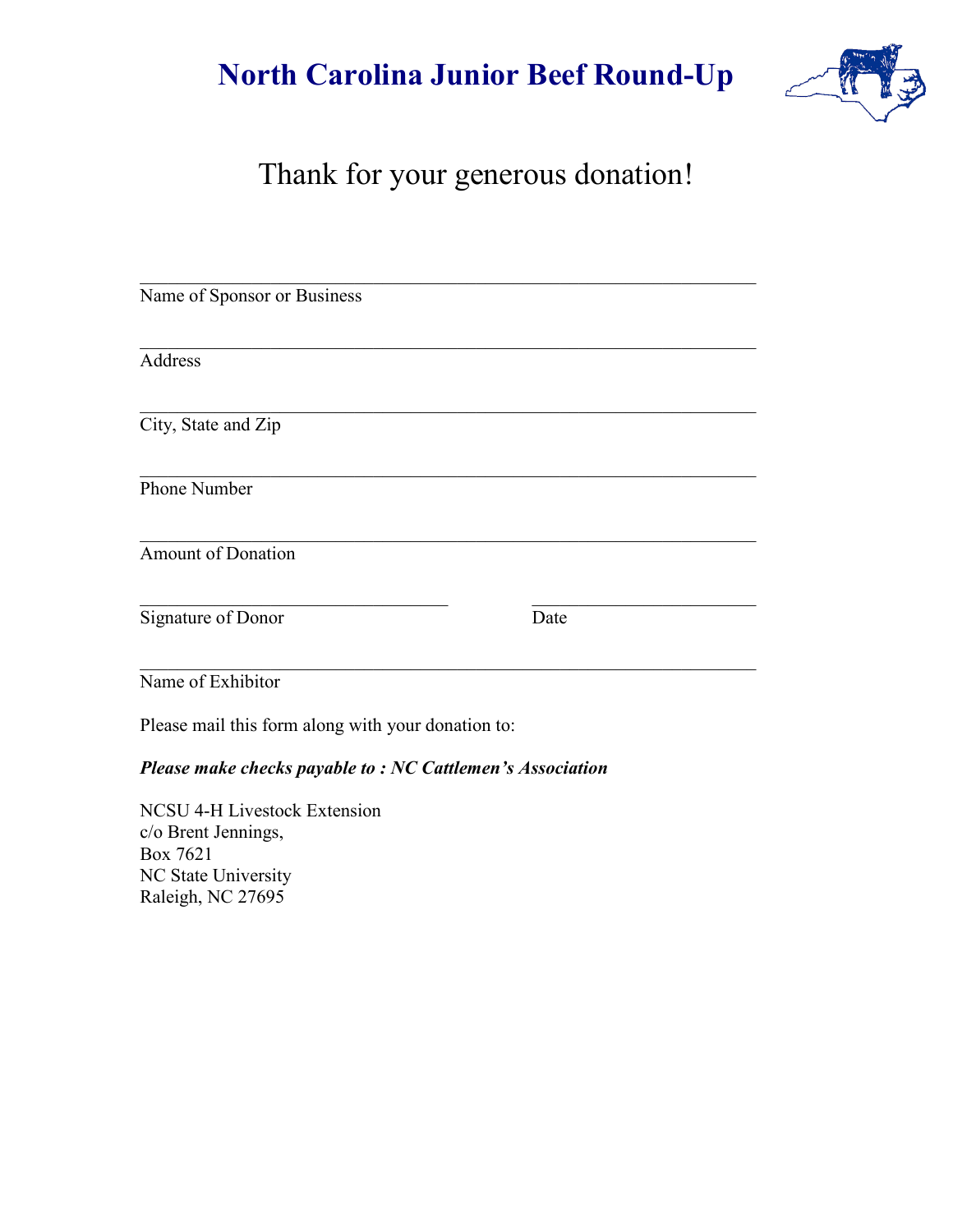# North Carolina Junior Beef Round-Up

## Thank for your generous donation!

\_\_\_\_\_\_\_\_\_\_\_\_\_\_\_\_\_\_\_\_\_\_\_\_\_\_\_\_\_\_\_\_\_\_\_\_\_\_\_\_\_\_\_\_\_\_\_\_\_\_\_\_\_\_\_\_\_\_\_\_
Name of Sponsor or Business

\_\_\_\_\_\_\_\_\_\_\_\_\_\_\_\_\_\_\_\_\_\_\_\_\_\_\_\_\_\_\_\_\_\_\_\_\_\_\_\_\_\_\_\_\_\_\_\_\_\_\_\_\_\_\_\_\_\_\_\_
Address

\_\_\_\_\_\_\_\_\_\_\_\_\_\_\_\_\_\_\_\_\_\_\_\_\_\_\_\_\_\_\_\_\_\_\_\_\_\_\_\_\_\_\_\_\_\_\_\_\_\_\_\_\_\_\_\_\_\_\_\_
City, State and Zip

\_\_\_\_\_\_\_\_\_\_\_\_\_\_\_\_\_\_\_\_\_\_\_\_\_\_\_\_\_\_\_\_\_\_\_\_\_\_\_\_\_\_\_\_\_\_\_\_\_\_\_\_\_\_\_\_\_\_\_\_
Phone Number

\_\_\_\_\_\_\_\_\_\_\_\_\_\_\_\_\_\_\_\_\_\_\_\_\_\_\_\_\_\_\_\_\_\_\_\_\_\_\_\_\_\_\_\_\_\_\_\_\_\_\_\_\_\_\_\_\_\_\_\_
Amount of Donation

\_\_\_\_\_\_\_\_\_\_\_\_\_\_\_\_\_\_\_\_\_\_\_\_\_\_\_\_\_\_\_\_ \_\_\_\_\_\_\_\_\_\_\_\_\_\_\_\_\_\_\_\_\_\_\_\_
Signature of Donor Date

\_\_\_\_\_\_\_\_\_\_\_\_\_\_\_\_\_\_\_\_\_\_\_\_\_\_\_\_\_\_\_\_\_\_\_\_\_\_\_\_\_\_\_\_\_\_\_\_\_\_\_\_\_\_\_\_\_\_\_\_
Name of Exhibitor

Please mail this form along with your donation to:

***Please make checks payable to : NC Cattlemen's Association***

NCSU 4-H Livestock Extension
c/o Brent Jennings,
Box 7621
NC State University
Raleigh, NC 27695